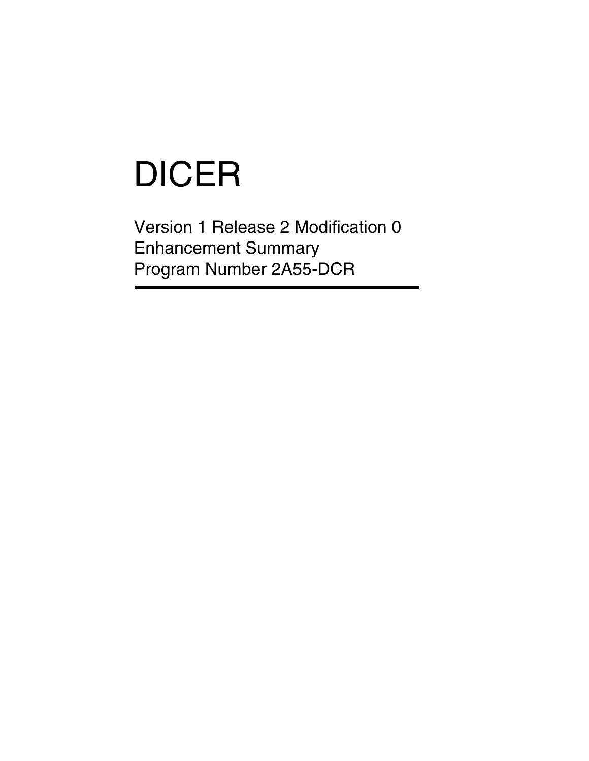# DICER

Version 1 Release 2 Modification 0
Enhancement Summary
Program Number 2A55-DCR

---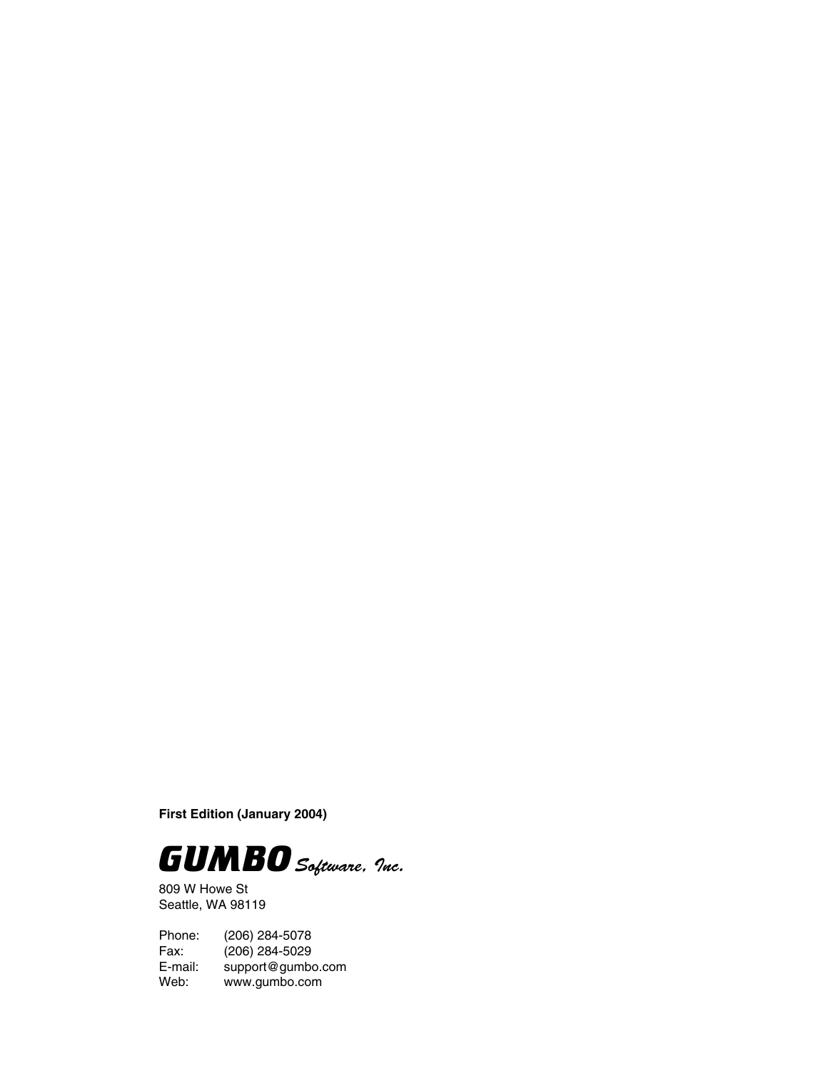**First Edition (January 2004)**

***GUMBO*** *Software, Inc.*

809 W Howe St
Seattle, WA 98119

| | |
|---|---|
| Phone: | (206) 284-5078 |
| Fax: | (206) 284-5029 |
| E-mail: | support@gumbo.com |
| Web: | www.gumbo.com |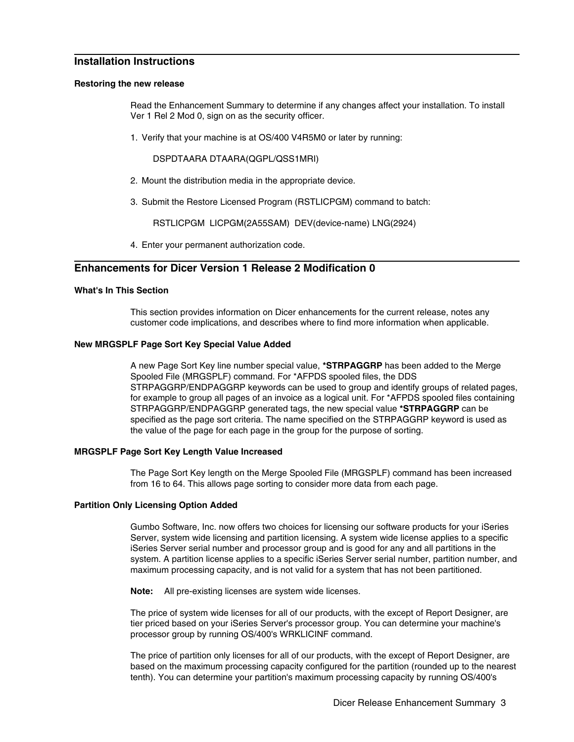## Installation Instructions

### Restoring the new release

Read the Enhancement Summary to determine if any changes affect your installation. To install Ver 1 Rel 2 Mod 0, sign on as the security officer.

1. Verify that your machine is at OS/400 V4R5M0 or later by running:

   ```
   DSPDTAARA DTAARA(QGPL/QSS1MRI)
   ```

2. Mount the distribution media in the appropriate device.

3. Submit the Restore Licensed Program (RSTLICPGM) command to batch:

   ```
   RSTLICPGM  LICPGM(2A55SAM)  DEV(device-name) LNG(2924)
   ```

4. Enter your permanent authorization code.

## Enhancements for Dicer Version 1 Release 2 Modification 0

### What's In This Section

This section provides information on Dicer enhancements for the current release, notes any customer code implications, and describes where to find more information when applicable.

### New MRGSPLF Page Sort Key Special Value Added

A new Page Sort Key line number special value, **\*STRPAGGRP** has been added to the Merge Spooled File (MRGSPLF) command. For \*AFPDS spooled files, the DDS STRPAGGRP/ENDPAGGRP keywords can be used to group and identify groups of related pages, for example to group all pages of an invoice as a logical unit. For \*AFPDS spooled files containing STRPAGGRP/ENDPAGGRP generated tags, the new special value **\*STRPAGGRP** can be specified as the page sort criteria. The name specified on the STRPAGGRP keyword is used as the value of the page for each page in the group for the purpose of sorting.

### MRGSPLF Page Sort Key Length Value Increased

The Page Sort Key length on the Merge Spooled File (MRGSPLF) command has been increased from 16 to 64. This allows page sorting to consider more data from each page.

### Partition Only Licensing Option Added

Gumbo Software, Inc. now offers two choices for licensing our software products for your iSeries Server, system wide licensing and partition licensing. A system wide license applies to a specific iSeries Server serial number and processor group and is good for any and all partitions in the system. A partition license applies to a specific iSeries Server serial number, partition number, and maximum processing capacity, and is not valid for a system that has not been partitioned.

**Note:** All pre-existing licenses are system wide licenses.

The price of system wide licenses for all of our products, with the except of Report Designer, are tier priced based on your iSeries Server's processor group. You can determine your machine's processor group by running OS/400's WRKLICINF command.

The price of partition only licenses for all of our products, with the except of Report Designer, are based on the maximum processing capacity configured for the partition (rounded up to the nearest tenth). You can determine your partition's maximum processing capacity by running OS/400's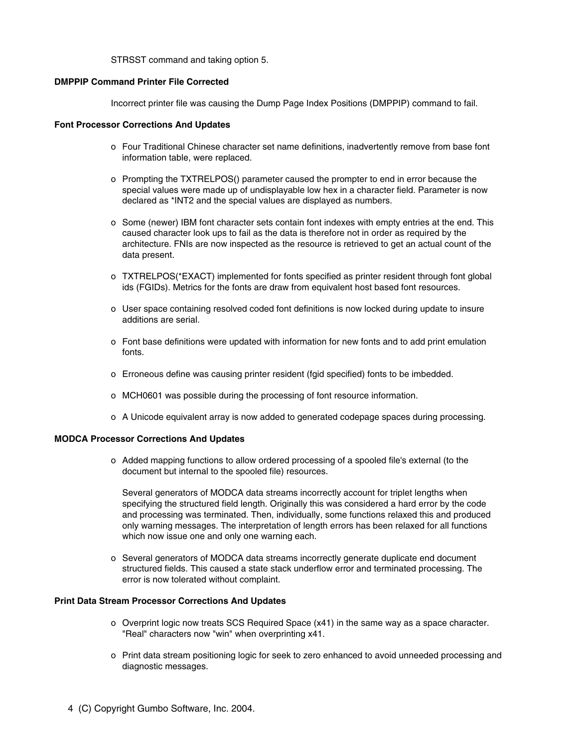STRSST command and taking option 5.

**DMPPIP Command Printer File Corrected**

Incorrect printer file was causing the Dump Page Index Positions (DMPPIP) command to fail.

**Font Processor Corrections And Updates**

- o Four Traditional Chinese character set name definitions, inadvertently remove from base font information table, were replaced.
- o Prompting the TXTRELPOS() parameter caused the prompter to end in error because the special values were made up of undisplayable low hex in a character field. Parameter is now declared as *INT2 and the special values are displayed as numbers.
- o Some (newer) IBM font character sets contain font indexes with empty entries at the end. This caused character look ups to fail as the data is therefore not in order as required by the architecture. FNIs are now inspected as the resource is retrieved to get an actual count of the data present.
- o TXTRELPOS(*EXACT) implemented for fonts specified as printer resident through font global ids (FGIDs). Metrics for the fonts are draw from equivalent host based font resources.
- o User space containing resolved coded font definitions is now locked during update to insure additions are serial.
- o Font base definitions were updated with information for new fonts and to add print emulation fonts.
- o Erroneous define was causing printer resident (fgid specified) fonts to be imbedded.
- o MCH0601 was possible during the processing of font resource information.
- o A Unicode equivalent array is now added to generated codepage spaces during processing.

**MODCA Processor Corrections And Updates**

- o Added mapping functions to allow ordered processing of a spooled file's external (to the document but internal to the spooled file) resources.

  Several generators of MODCA data streams incorrectly account for triplet lengths when specifying the structured field length. Originally this was considered a hard error by the code and processing was terminated. Then, individually, some functions relaxed this and produced only warning messages. The interpretation of length errors has been relaxed for all functions which now issue one and only one warning each.

- o Several generators of MODCA data streams incorrectly generate duplicate end document structured fields. This caused a state stack underflow error and terminated processing. The error is now tolerated without complaint.

**Print Data Stream Processor Corrections And Updates**

- o Overprint logic now treats SCS Required Space (x41) in the same way as a space character. "Real" characters now "win" when overprinting x41.
- o Print data stream positioning logic for seek to zero enhanced to avoid unneeded processing and diagnostic messages.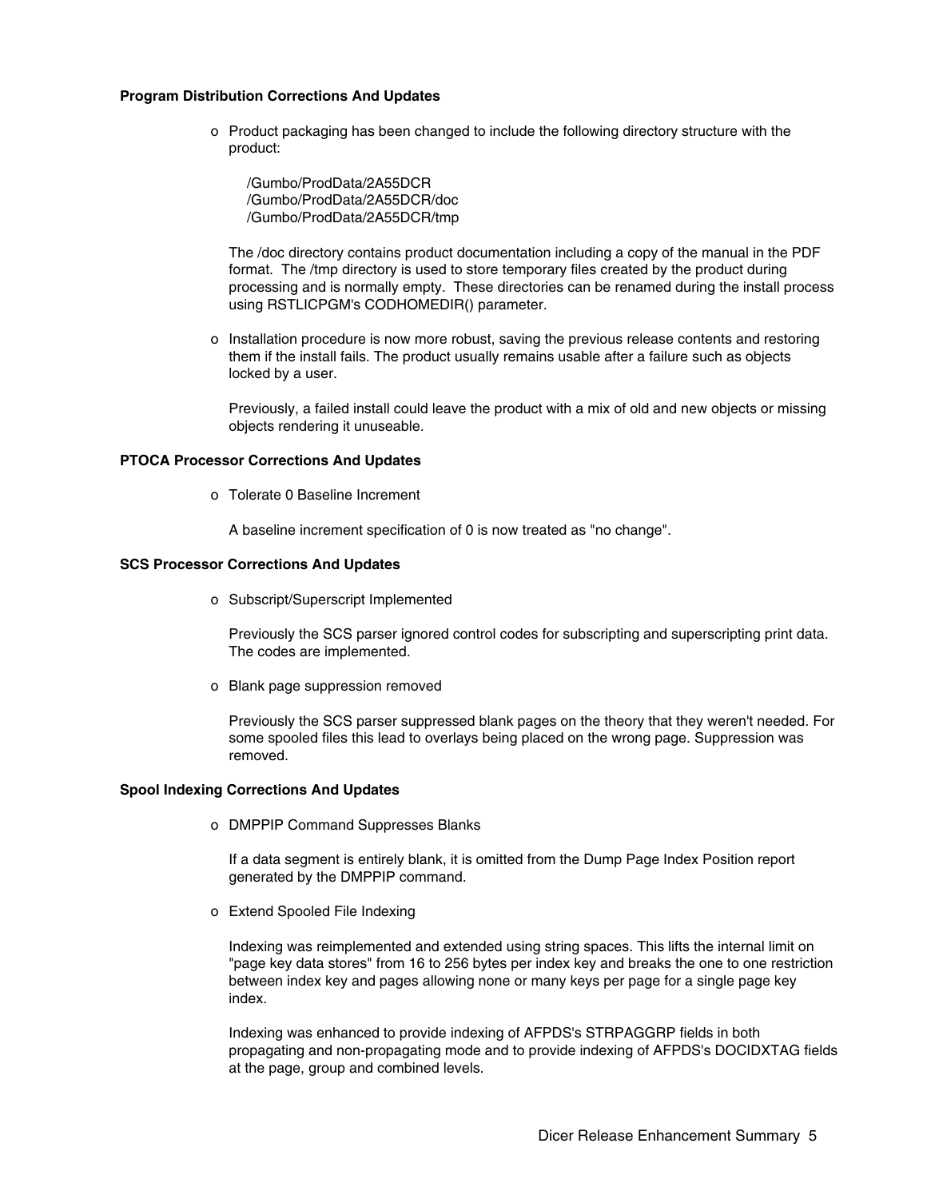**Program Distribution Corrections And Updates**

- Product packaging has been changed to include the following directory structure with the product:

  /Gumbo/ProdData/2A55DCR
  /Gumbo/ProdData/2A55DCR/doc
  /Gumbo/ProdData/2A55DCR/tmp

  The /doc directory contains product documentation including a copy of the manual in the PDF format. The /tmp directory is used to store temporary files created by the product during processing and is normally empty. These directories can be renamed during the install process using RSTLICPGM's CODHOMEDIR() parameter.

- Installation procedure is now more robust, saving the previous release contents and restoring them if the install fails. The product usually remains usable after a failure such as objects locked by a user.

  Previously, a failed install could leave the product with a mix of old and new objects or missing objects rendering it unuseable.

**PTOCA Processor Corrections And Updates**

- Tolerate 0 Baseline Increment

  A baseline increment specification of 0 is now treated as "no change".

**SCS Processor Corrections And Updates**

- Subscript/Superscript Implemented

  Previously the SCS parser ignored control codes for subscripting and superscripting print data. The codes are implemented.

- Blank page suppression removed

  Previously the SCS parser suppressed blank pages on the theory that they weren't needed. For some spooled files this lead to overlays being placed on the wrong page. Suppression was removed.

**Spool Indexing Corrections And Updates**

- DMPPIP Command Suppresses Blanks

  If a data segment is entirely blank, it is omitted from the Dump Page Index Position report generated by the DMPPIP command.

- Extend Spooled File Indexing

  Indexing was reimplemented and extended using string spaces. This lifts the internal limit on "page key data stores" from 16 to 256 bytes per index key and breaks the one to one restriction between index key and pages allowing none or many keys per page for a single page key index.

  Indexing was enhanced to provide indexing of AFPDS's STRPAGGRP fields in both propagating and non-propagating mode and to provide indexing of AFPDS's DOCIDXTAG fields at the page, group and combined levels.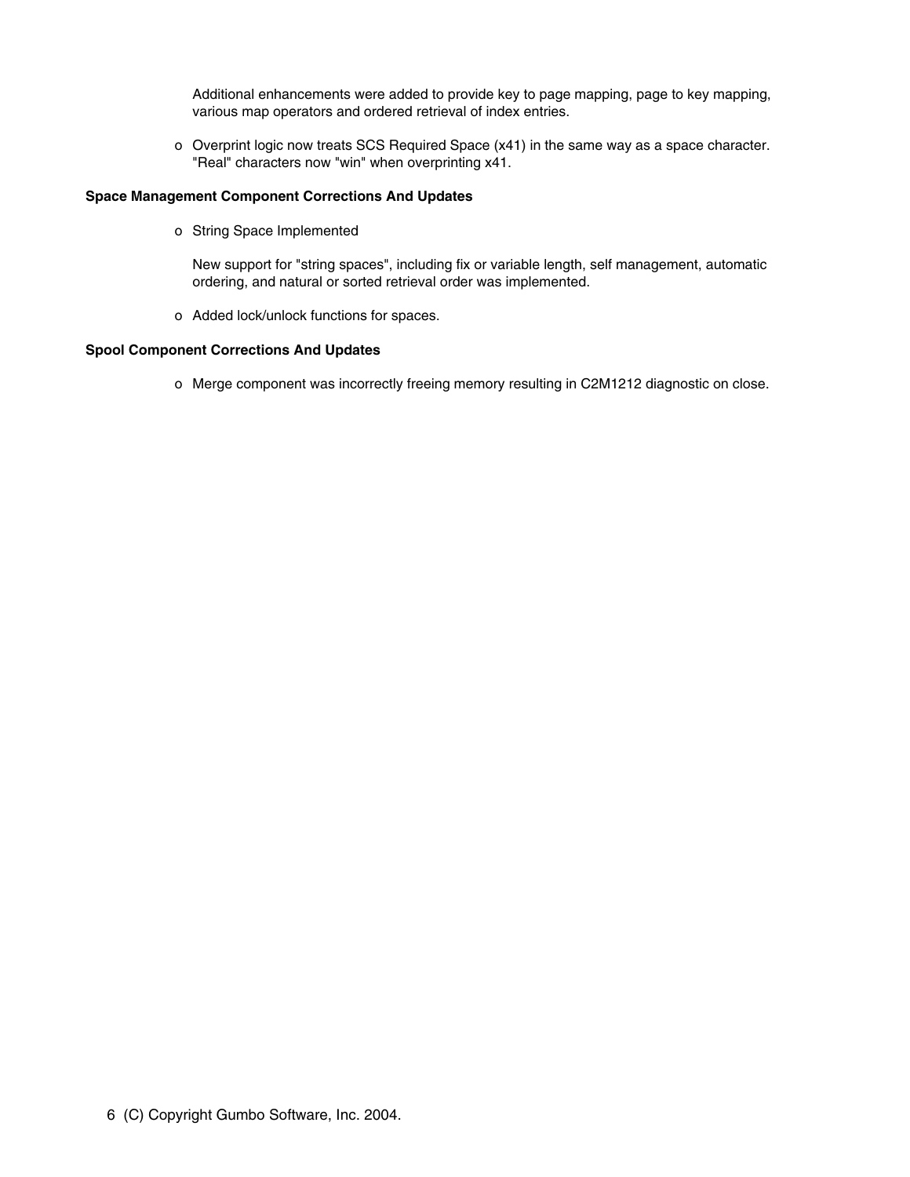Additional enhancements were added to provide key to page mapping, page to key mapping, various map operators and ordered retrieval of index entries.

o Overprint logic now treats SCS Required Space (x41) in the same way as a space character. "Real" characters now "win" when overprinting x41.

**Space Management Component Corrections And Updates**

o String Space Implemented

New support for "string spaces", including fix or variable length, self management, automatic ordering, and natural or sorted retrieval order was implemented.

o Added lock/unlock functions for spaces.

**Spool Component Corrections And Updates**

o Merge component was incorrectly freeing memory resulting in C2M1212 diagnostic on close.

(C) Copyright Gumbo Software, Inc. 2004.